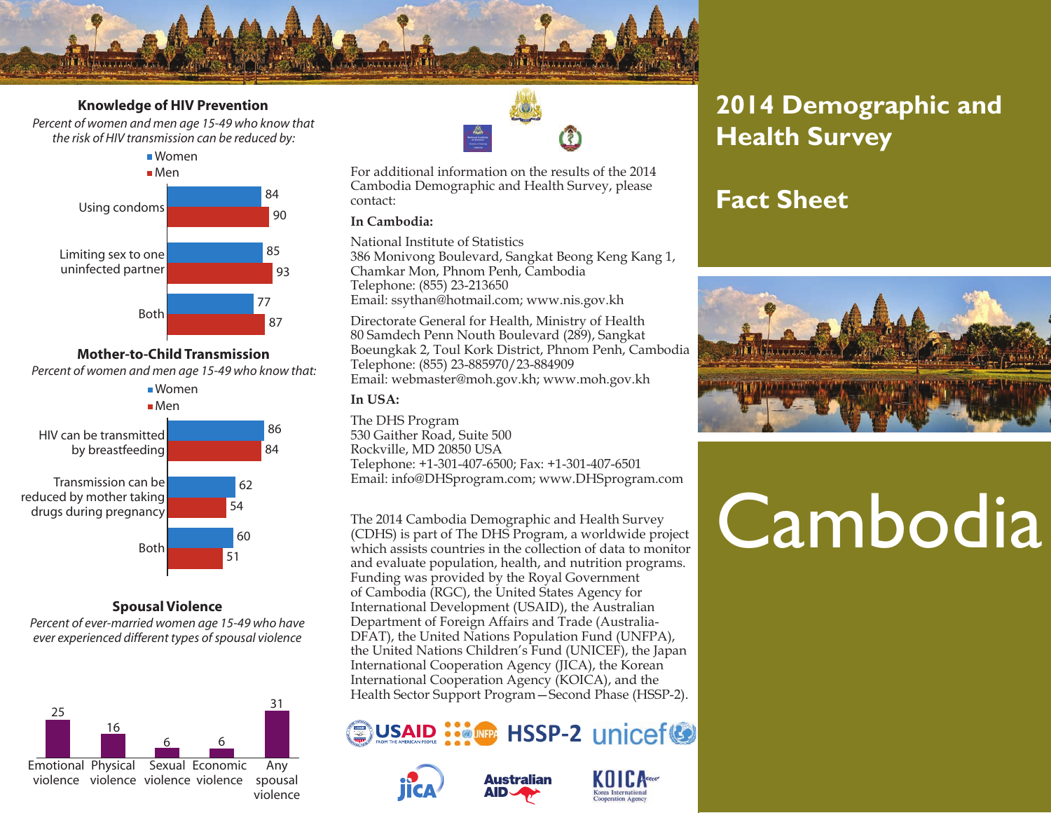# 2014 Demographic and Health Survey

## Fact Sheet

# Cambodia

### Knowledge of HIV Prevention

*Percent of women and men age 15-49 who know that the risk of HIV transmission can be reduced by:*

| | Women | Men |
|---|---|---|
| Using condoms | 84 | 90 |
| Limiting sex to one uninfected partner | 85 | 93 |
| Both | 77 | 87 |

### Mother-to-Child Transmission

*Percent of women and men age 15-49 who know that:*

| | Women | Men |
|---|---|---|
| HIV can be transmitted by breastfeeding | 86 | 84 |
| Transmission can be reduced by mother taking drugs during pregnancy | 62 | 54 |
| Both | 60 | 51 |

### Spousal Violence

*Percent of ever-married women age 15-49 who have ever experienced different types of spousal violence*

| Emotional violence | Physical violence | Sexual violence | Economic violence | Any spousal violence |
|---|---|---|---|---|
| 25 | 16 | 6 | 6 | 31 |

For additional information on the results of the 2014 Cambodia Demographic and Health Survey, please contact:

**In Cambodia:**

National Institute of Statistics
386 Monivong Boulevard, Sangkat Beong Keng Kang 1, Chamkar Mon, Phnom Penh, Cambodia
Telephone: (855) 23-213650
Email: ssythan@hotmail.com; www.nis.gov.kh

Directorate General for Health, Ministry of Health
80 Samdech Penn Nouth Boulevard (289), Sangkat Boeungkak 2, Toul Kork District, Phnom Penh, Cambodia
Telephone: (855) 23-885970/23-884909
Email: webmaster@moh.gov.kh; www.moh.gov.kh

**In USA:**

The DHS Program
530 Gaither Road, Suite 500
Rockville, MD 20850 USA
Telephone: +1-301-407-6500; Fax: +1-301-407-6501
Email: info@DHSprogram.com; www.DHSprogram.com

The 2014 Cambodia Demographic and Health Survey (CDHS) is part of The DHS Program, a worldwide project which assists countries in the collection of data to monitor and evaluate population, health, and nutrition programs. Funding was provided by the Royal Government of Cambodia (RGC), the United States Agency for International Development (USAID), the Australian Department of Foreign Affairs and Trade (Australia-DFAT), the United Nations Population Fund (UNFPA), the United Nations Children's Fund (UNICEF), the Japan International Cooperation Agency (JICA), the Korean International Cooperation Agency (KOICA), and the Health Sector Support Program—Second Phase (HSSP-2).

USAID · UNFPA · HSSP-2 · unicef · JICA · Australian AID · KOICA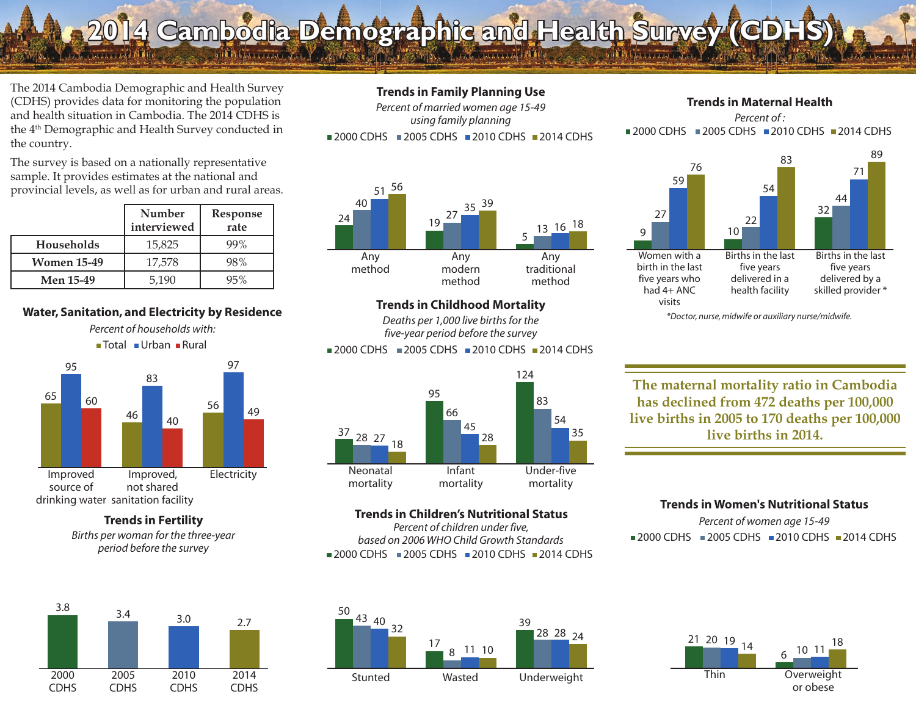# 2014 Cambodia Demographic and Health Survey (CDHS)

The 2014 Cambodia Demographic and Health Survey (CDHS) provides data for monitoring the population and health situation in Cambodia. The 2014 CDHS is the 4th Demographic and Health Survey conducted in the country.

The survey is based on a nationally representative sample. It provides estimates at the national and provincial levels, as well as for urban and rural areas.

| | Number interviewed | Response rate |
|---|---|---|
| **Households** | 15,825 | 99% |
| **Women 15-49** | 17,578 | 98% |
| **Men 15-49** | 5,190 | 95% |

### Water, Sanitation, and Electricity by Residence

*Percent of households with:*

Total Urban Rural

Improved source of drinking water: 65 95 60

Improved, not shared sanitation facility: 46 83 40

Electricity: 56 97 49

### Trends in Fertility

*Births per woman for the three-year period before the survey*

2000 CDHS: 3.8

2005 CDHS: 3.4

2010 CDHS: 3.0

2014 CDHS: 2.7

### Trends in Family Planning Use

*Percent of married women age 15-49 using family planning*

2000 CDHS 2005 CDHS 2010 CDHS 2014 CDHS

Any method: 24 40 51 56

Any modern method: 19 27 35 39

Any traditional method: 5 13 16 18

### Trends in Childhood Mortality

*Deaths per 1,000 live births for the five-year period before the survey*

2000 CDHS 2005 CDHS 2010 CDHS 2014 CDHS

Neonatal mortality: 37 28 27 18

Infant mortality: 95 66 45 28

Under-five mortality: 124 83 54 35

### Trends in Children's Nutritional Status

*Percent of children under five, based on 2006 WHO Child Growth Standards*

2000 CDHS 2005 CDHS 2010 CDHS 2014 CDHS

Stunted: 50 43 40 32

Wasted: 17 8 11 10

Underweight: 39 28 28 24

### Trends in Maternal Health

*Percent of :*

2000 CDHS 2005 CDHS 2010 CDHS 2014 CDHS

Women with a birth in the last five years who had 4+ ANC visits: 9 27 59 76

Births in the last five years delivered in a health facility: 10 22 54 83

Births in the last five years delivered by a skilled provider *: 32 44 71 89

*\*Doctor, nurse, midwife or auxiliary nurse/midwife.*

**The maternal mortality ratio in Cambodia has declined from 472 deaths per 100,000 live births in 2005 to 170 deaths per 100,000 live births in 2014.**

### Trends in Women's Nutritional Status

*Percent of women age 15-49*

2000 CDHS 2005 CDHS 2010 CDHS 2014 CDHS

Thin: 21 20 19 14

Overweight or obese: 6 10 11 18